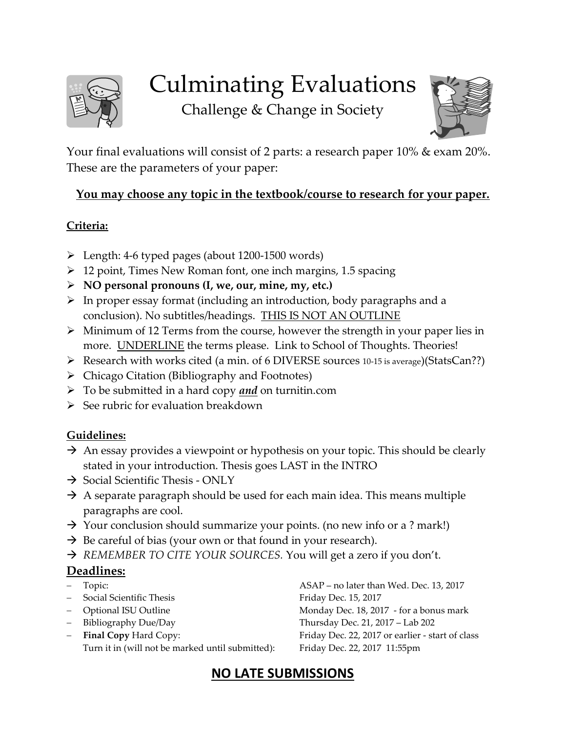# Culminating Evaluations

## Challenge & Change in Society

Your final evaluations will consist of 2 parts: a research paper 10% & exam 20%. These are the parameters of your paper:

**<u>You may choose any topic in the textbook/course to research for your paper.</u>**

**<u>Criteria:</u>**

- Length: 4-6 typed pages (about 1200-1500 words)
- 12 point, Times New Roman font, one inch margins, 1.5 spacing
- **NO personal pronouns (I, we, our, mine, my, etc.)**
- In proper essay format (including an introduction, body paragraphs and a conclusion). No subtitles/headings. <u>THIS IS NOT AN OUTLINE</u>
- Minimum of 12 Terms from the course, however the strength in your paper lies in more. <u>UNDERLINE</u> the terms please. Link to School of Thoughts. Theories!
- Research with works cited (a min. of 6 DIVERSE sources 10-15 is average)(StatsCan??)
- Chicago Citation (Bibliography and Footnotes)
- To be submitted in a hard copy ***<u>and</u>*** on turnitin.com
- See rubric for evaluation breakdown

**<u>Guidelines:</u>**

- → An essay provides a viewpoint or hypothesis on your topic. This should be clearly stated in your introduction. Thesis goes LAST in the INTRO
- → Social Scientific Thesis - ONLY
- → A separate paragraph should be used for each main idea. This means multiple paragraphs are cool.
- → Your conclusion should summarize your points. (no new info or a ? mark!)
- → Be careful of bias (your own or that found in your research).
- → *REMEMBER TO CITE YOUR SOURCES.* You will get a zero if you don't.

**<u>Deadlines:</u>**

| | |
|---|---|
| – Topic: | ASAP – no later than Wed. Dec. 13, 2017 |
| – Social Scientific Thesis | Friday Dec. 15, 2017 |
| – Optional ISU Outline | Monday Dec. 18, 2017 - for a bonus mark |
| – Bibliography Due/Day | Thursday Dec. 21, 2017 – Lab 202 |
| – **Final Copy** Hard Copy: | Friday Dec. 22, 2017 or earlier - start of class |
| Turn it in (will not be marked until submitted): | Friday Dec. 22, 2017 11:55pm |

## <u>NO LATE SUBMISSIONS</u>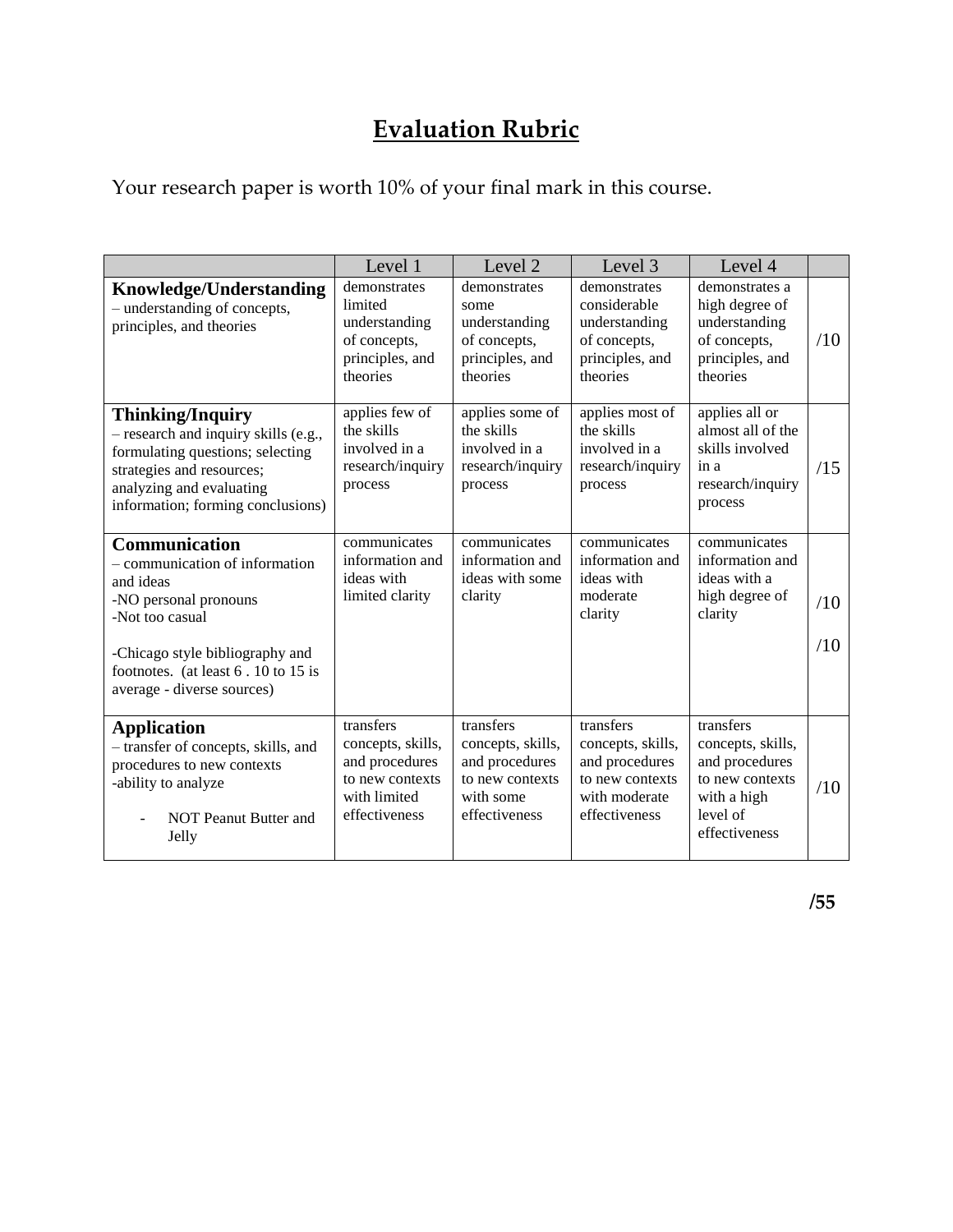# Evaluation Rubric

Your research paper is worth 10% of your final mark in this course.

| | Level 1 | Level 2 | Level 3 | Level 4 | |
|---|---|---|---|---|---|
| **Knowledge/Understanding**<br>– understanding of concepts, principles, and theories | demonstrates limited understanding of concepts, principles, and theories | demonstrates some understanding of concepts, principles, and theories | demonstrates considerable understanding of concepts, principles, and theories | demonstrates a high degree of understanding of concepts, principles, and theories | /10 |
| **Thinking/Inquiry**<br>– research and inquiry skills (e.g., formulating questions; selecting strategies and resources; analyzing and evaluating information; forming conclusions) | applies few of the skills involved in a research/inquiry process | applies some of the skills involved in a research/inquiry process | applies most of the skills involved in a research/inquiry process | applies all or almost all of the skills involved in a research/inquiry process | /15 |
| **Communication**<br>– communication of information and ideas<br>-NO personal pronouns<br>-Not too casual<br><br>-Chicago style bibliography and footnotes. (at least 6 . 10 to 15 is average - diverse sources) | communicates information and ideas with limited clarity | communicates information and ideas with some clarity | communicates information and ideas with moderate clarity | communicates information and ideas with a high degree of clarity | /10<br><br>/10 |
| **Application**<br>– transfer of concepts, skills, and procedures to new contexts<br>-ability to analyze<br>- NOT Peanut Butter and Jelly | transfers concepts, skills, and procedures to new contexts with limited effectiveness | transfers concepts, skills, and procedures to new contexts with some effectiveness | transfers concepts, skills, and procedures to new contexts with moderate effectiveness | transfers concepts, skills, and procedures to new contexts with a high level of effectiveness | /10 |

**/55**